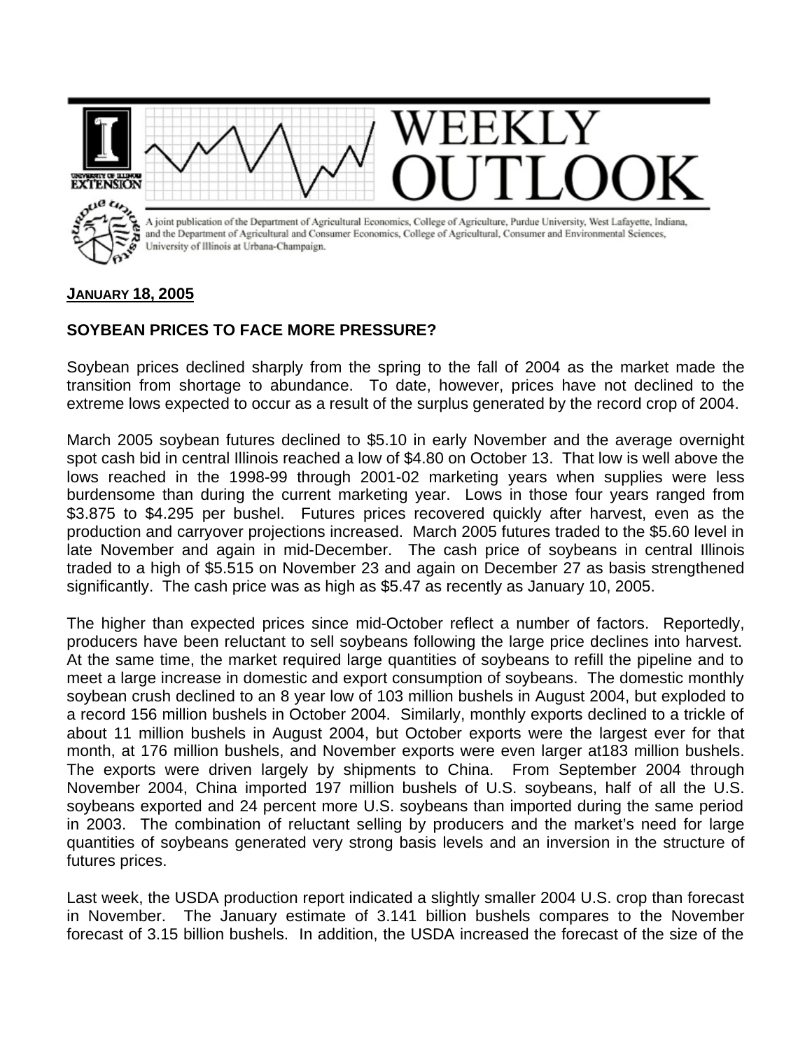# WEEKLY OUTLOOK

A joint publication of the Department of Agricultural Economics, College of Agriculture, Purdue University, West Lafayette, Indiana, and the Department of Agricultural and Consumer Economics, College of Agricultural, Consumer and Environmental Sciences, University of Illinois at Urbana-Champaign.

**JANUARY 18, 2005**

## SOYBEAN PRICES TO FACE MORE PRESSURE?

Soybean prices declined sharply from the spring to the fall of 2004 as the market made the transition from shortage to abundance. To date, however, prices have not declined to the extreme lows expected to occur as a result of the surplus generated by the record crop of 2004.

March 2005 soybean futures declined to $5.10 in early November and the average overnight spot cash bid in central Illinois reached a low of $4.80 on October 13. That low is well above the lows reached in the 1998-99 through 2001-02 marketing years when supplies were less burdensome than during the current marketing year. Lows in those four years ranged from $3.875 to $4.295 per bushel. Futures prices recovered quickly after harvest, even as the production and carryover projections increased. March 2005 futures traded to the $5.60 level in late November and again in mid-December. The cash price of soybeans in central Illinois traded to a high of $5.515 on November 23 and again on December 27 as basis strengthened significantly. The cash price was as high as $5.47 as recently as January 10, 2005.

The higher than expected prices since mid-October reflect a number of factors. Reportedly, producers have been reluctant to sell soybeans following the large price declines into harvest. At the same time, the market required large quantities of soybeans to refill the pipeline and to meet a large increase in domestic and export consumption of soybeans. The domestic monthly soybean crush declined to an 8 year low of 103 million bushels in August 2004, but exploded to a record 156 million bushels in October 2004. Similarly, monthly exports declined to a trickle of about 11 million bushels in August 2004, but October exports were the largest ever for that month, at 176 million bushels, and November exports were even larger at183 million bushels. The exports were driven largely by shipments to China. From September 2004 through November 2004, China imported 197 million bushels of U.S. soybeans, half of all the U.S. soybeans exported and 24 percent more U.S. soybeans than imported during the same period in 2003. The combination of reluctant selling by producers and the market's need for large quantities of soybeans generated very strong basis levels and an inversion in the structure of futures prices.

Last week, the USDA production report indicated a slightly smaller 2004 U.S. crop than forecast in November. The January estimate of 3.141 billion bushels compares to the November forecast of 3.15 billion bushels. In addition, the USDA increased the forecast of the size of the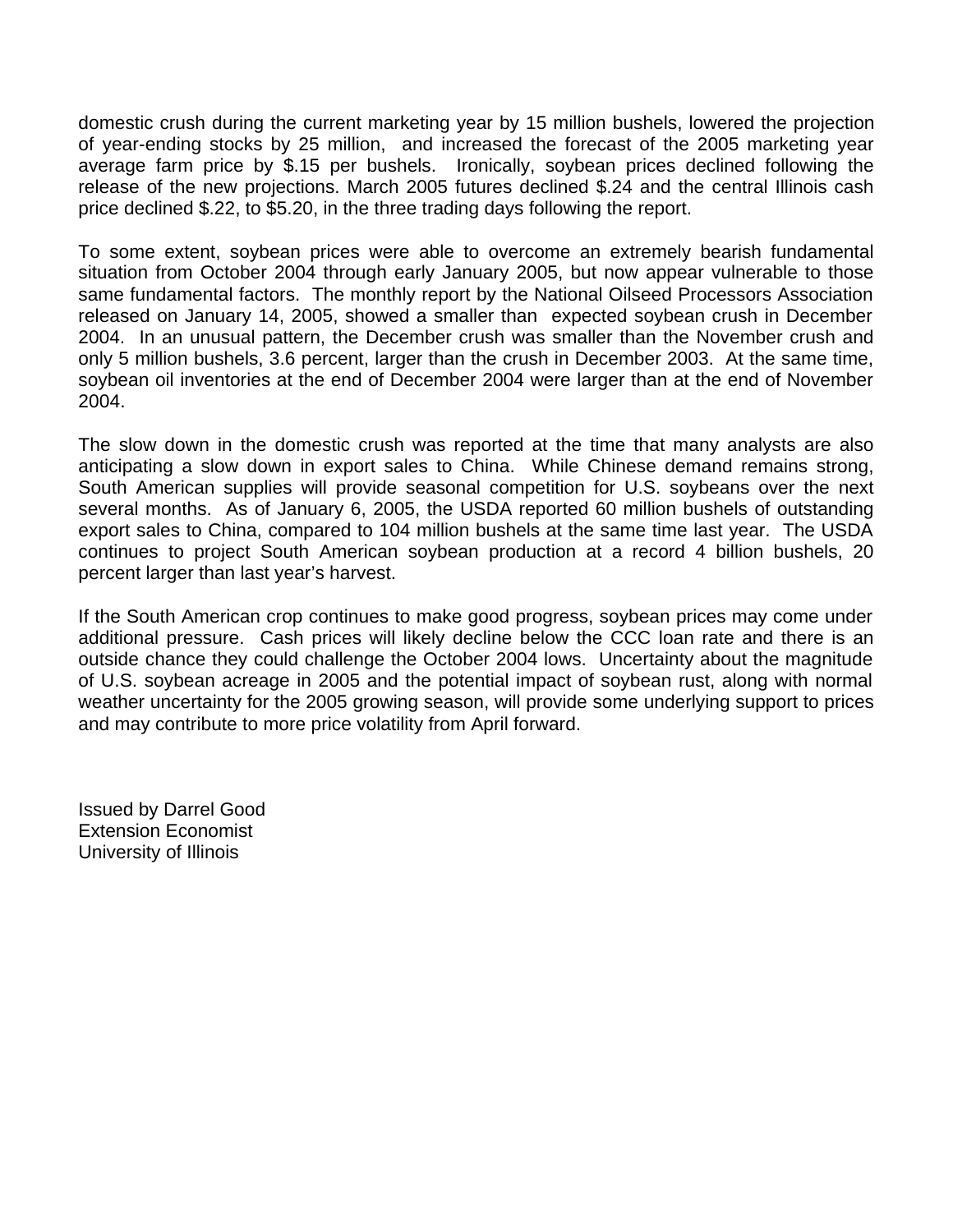domestic crush during the current marketing year by 15 million bushels, lowered the projection of year-ending stocks by 25 million, and increased the forecast of the 2005 marketing year average farm price by $.15 per bushels. Ironically, soybean prices declined following the release of the new projections. March 2005 futures declined $.24 and the central Illinois cash price declined $.22, to $5.20, in the three trading days following the report.

To some extent, soybean prices were able to overcome an extremely bearish fundamental situation from October 2004 through early January 2005, but now appear vulnerable to those same fundamental factors. The monthly report by the National Oilseed Processors Association released on January 14, 2005, showed a smaller than expected soybean crush in December 2004. In an unusual pattern, the December crush was smaller than the November crush and only 5 million bushels, 3.6 percent, larger than the crush in December 2003. At the same time, soybean oil inventories at the end of December 2004 were larger than at the end of November 2004.

The slow down in the domestic crush was reported at the time that many analysts are also anticipating a slow down in export sales to China. While Chinese demand remains strong, South American supplies will provide seasonal competition for U.S. soybeans over the next several months. As of January 6, 2005, the USDA reported 60 million bushels of outstanding export sales to China, compared to 104 million bushels at the same time last year. The USDA continues to project South American soybean production at a record 4 billion bushels, 20 percent larger than last year's harvest.

If the South American crop continues to make good progress, soybean prices may come under additional pressure. Cash prices will likely decline below the CCC loan rate and there is an outside chance they could challenge the October 2004 lows. Uncertainty about the magnitude of U.S. soybean acreage in 2005 and the potential impact of soybean rust, along with normal weather uncertainty for the 2005 growing season, will provide some underlying support to prices and may contribute to more price volatility from April forward.

Issued by Darrel Good  
Extension Economist  
University of Illinois